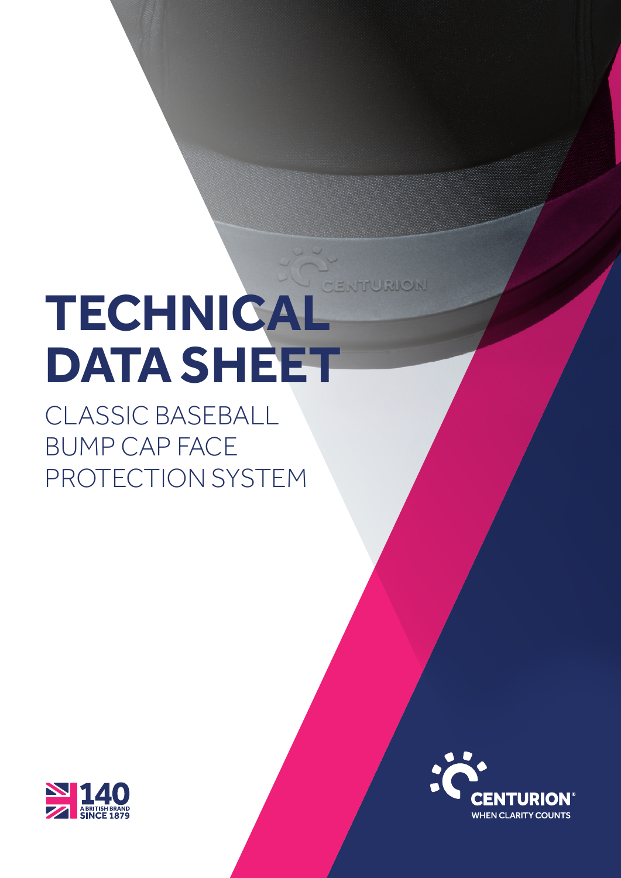# TECHNICAL DATA SHEET

CLASSIC BASEBALL BUMP CAP FACE PROTECTION SYSTEM

140 A BRITISH BRAND SINCE 1879

CENTURION® WHEN CLARITY COUNTS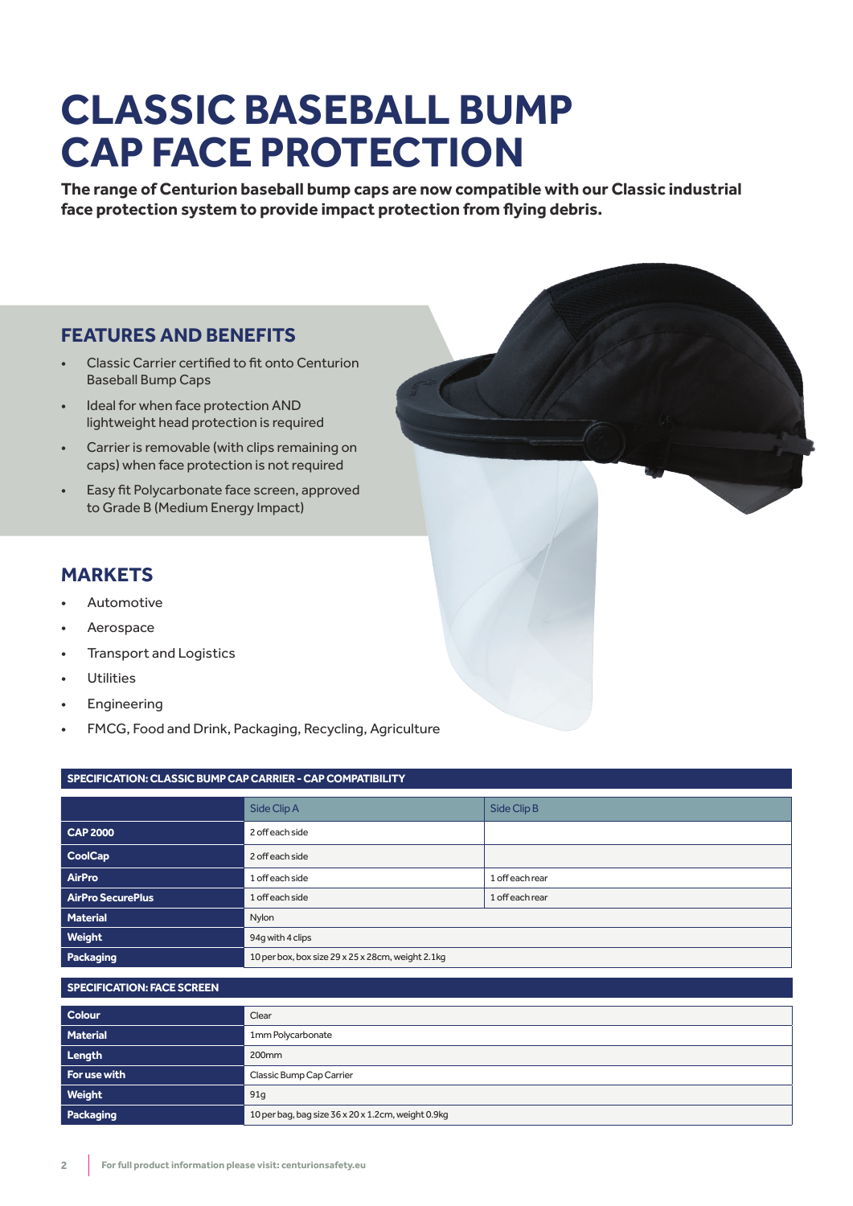# CLASSIC BASEBALL BUMP CAP FACE PROTECTION

**The range of Centurion baseball bump caps are now compatible with our Classic industrial face protection system to provide impact protection from flying debris.**

## FEATURES AND BENEFITS

- Classic Carrier certified to fit onto Centurion Baseball Bump Caps
- Ideal for when face protection AND lightweight head protection is required
- Carrier is removable (with clips remaining on caps) when face protection is not required
- Easy fit Polycarbonate face screen, approved to Grade B (Medium Energy Impact)

## MARKETS

- Automotive
- Aerospace
- Transport and Logistics
- Utilities
- Engineering
- FMCG, Food and Drink, Packaging, Recycling, Agriculture

**SPECIFICATION: CLASSIC BUMP CAP CARRIER - CAP COMPATIBILITY**

| | Side Clip A | Side Clip B |
|---|---|---|
| **CAP 2000** | 2 off each side | |
| **CoolCap** | 2 off each side | |
| **AirPro** | 1 off each side | 1 off each rear |
| **AirPro SecurePlus** | 1 off each side | 1 off each rear |
| **Material** | Nylon | |
| **Weight** | 94g with 4 clips | |
| **Packaging** | 10 per box, box size 29 x 25 x 28cm, weight 2.1kg | |

**SPECIFICATION: FACE SCREEN**

| | |
|---|---|
| **Colour** | Clear |
| **Material** | 1mm Polycarbonate |
| **Length** | 200mm |
| **For use with** | Classic Bump Cap Carrier |
| **Weight** | 91g |
| **Packaging** | 10 per bag, bag size 36 x 20 x 1.2cm, weight 0.9kg |

For full product information please visit: centurionsafety.eu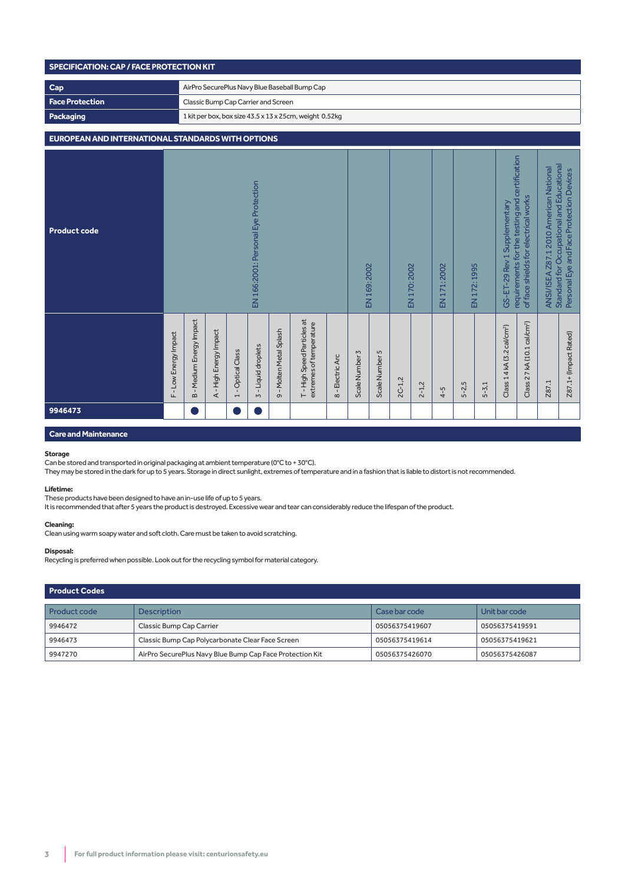## SPECIFICATION: CAP / FACE PROTECTION KIT

| | |
|---|---|
| **Cap** | AirPro SecurePlus Navy Blue Baseball Bump Cap |
| **Face Protection** | Classic Bump Cap Carrier and Screen |
| **Packaging** | 1 kit per box, box size 43.5 x 13 x 25cm, weight 0.52kg |

## EUROPEAN AND INTERNATIONAL STANDARDS WITH OPTIONS

| Product code | EN 166:2001: Personal Eye Protection | | | | | | | | EN 169: 2002 | | EN 170: 2002 | | EN 171: 2002 | EN 172: 1995 | | GS-ET-29 Rev 1 Supplementary requirements for the testing and certification of face shields for electrical works | | ANSI/ISEA Z87.1 2010 American National Standard for Occupational and Educational Personal Eye and Face Protection Devices | |
|---|---|---|---|---|---|---|---|---|---|---|---|---|---|---|---|---|---|---|---|
| | F - Low Energy Impact | B - Medium Energy Impact | A - High Energy Impact | 1 - Optical Class | 3 - Liquid droplets | 9 - Molten Metal Splash | T - High Speed Particles at extremes of temperature | 8 - Electric Arc | Scale Number 3 | Scale Number 5 | 2C-1,2 | 2-1,2 | 4-5 | 5-2,5 | 5-3,1 | Class 1 4 kA (3.2 cal/cm²) | Class 2 7 kA (10.1 cal/cm²) | Z87.1 | Z87.1+ (Impact Rated) |
| **9946473** | | ● | | ● | ● | | | | | | | | | | | | | | |

## Care and Maintenance

**Storage**
Can be stored and transported in original packaging at ambient temperature (0°C to + 30°C).
They may be stored in the dark for up to 5 years. Storage in direct sunlight, extremes of temperature and in a fashion that is liable to distort is not recommended.

**Lifetime:**
These products have been designed to have an in-use life of up to 5 years.
It is recommended that after 5 years the product is destroyed. Excessive wear and tear can considerably reduce the lifespan of the product.

**Cleaning:**
Clean using warm soapy water and soft cloth. Care must be taken to avoid scratching.

**Disposal:**
Recycling is preferred when possible. Look out for the recycling symbol for material category.

## Product Codes

| Product code | Description | Case bar code | Unit bar code |
|---|---|---|---|
| 9946472 | Classic Bump Cap Carrier | 05056375419607 | 05056375419591 |
| 9946473 | Classic Bump Cap Polycarbonate Clear Face Screen | 05056375419614 | 05056375419621 |
| 9947270 | AirPro SecurePlus Navy Blue Bump Cap Face Protection Kit | 05056375426070 | 05056375426087 |

For full product information please visit: centurionsafety.eu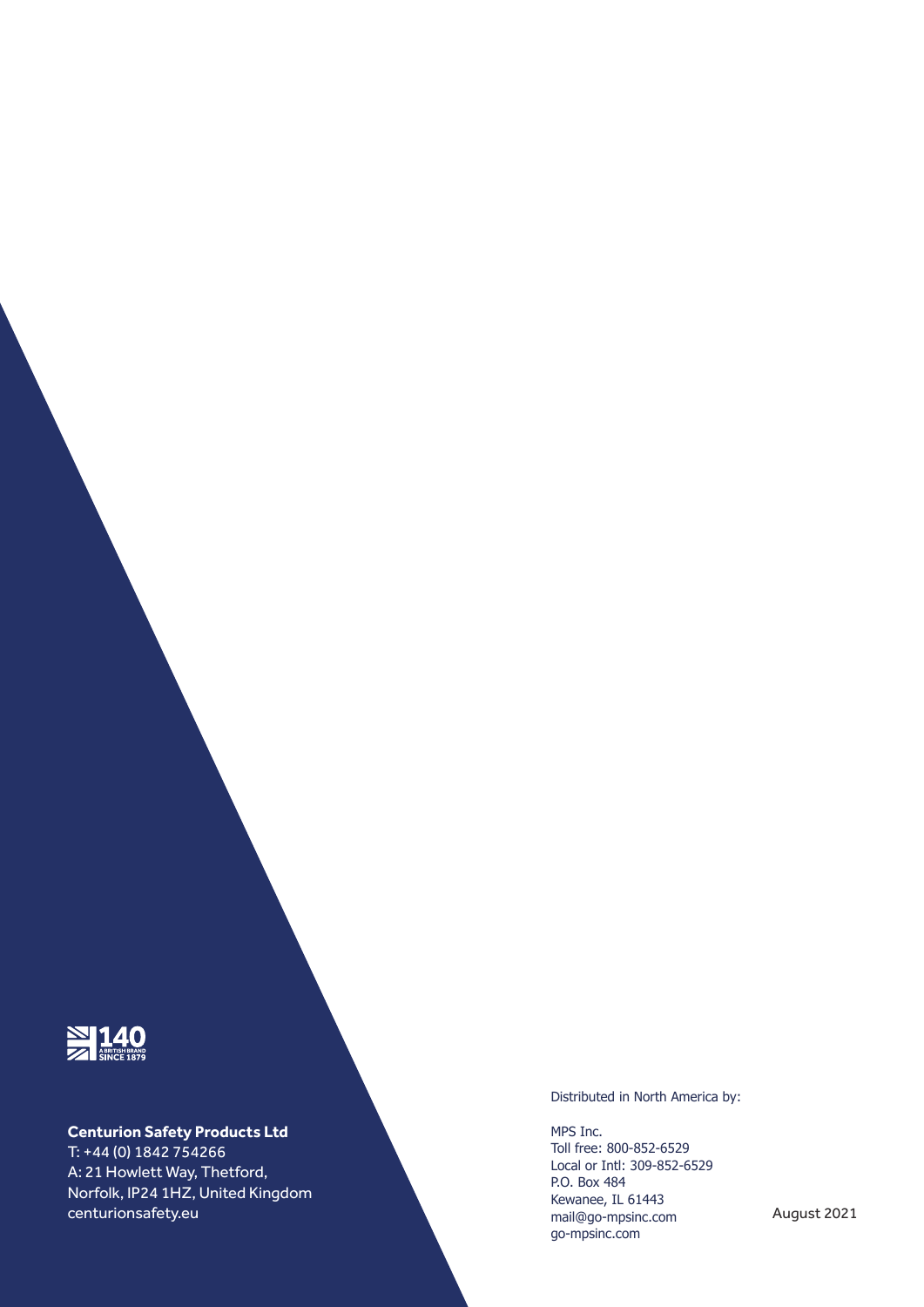140
A BRITISH BRAND
SINCE 1879

**Centurion Safety Products Ltd**
T: +44 (0) 1842 754266
A: 21 Howlett Way, Thetford,
Norfolk, IP24 1HZ, United Kingdom
centurionsafety.eu

Distributed in North America by:

MPS Inc.
Toll free: 800-852-6529
Local or Intl: 309-852-6529
P.O. Box 484
Kewanee, IL 61443
mail@go-mpsinc.com
go-mpsinc.com

August 2021